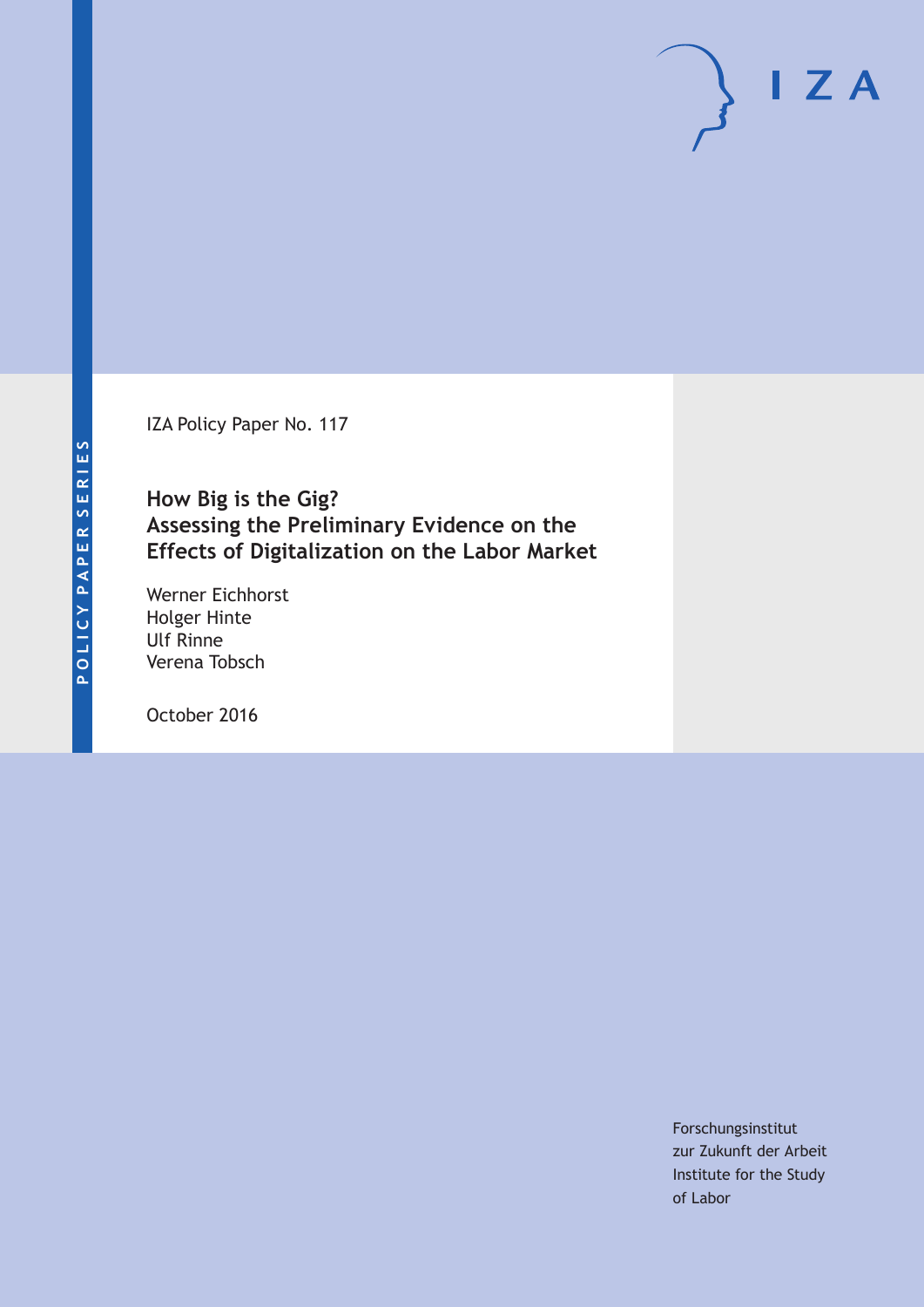POLICY PAPER SERIES

IZA Policy Paper No. 117

# How Big is the Gig? Assessing the Preliminary Evidence on the Effects of Digitalization on the Labor Market

Werner Eichhorst
Holger Hinte
Ulf Rinne
Verena Tobsch

October 2016

Forschungsinstitut
zur Zukunft der Arbeit
Institute for the Study
of Labor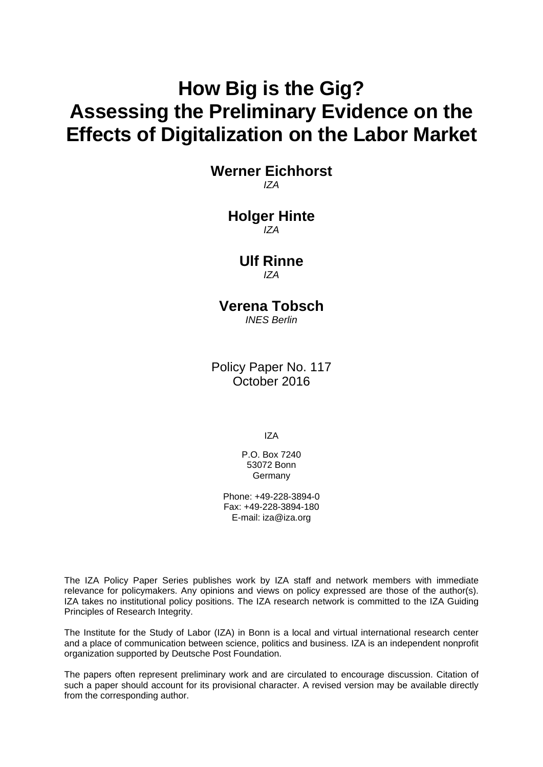# How Big is the Gig? Assessing the Preliminary Evidence on the Effects of Digitalization on the Labor Market

**Werner Eichhorst**
*IZA*

**Holger Hinte**
*IZA*

**Ulf Rinne**
*IZA*

**Verena Tobsch**
*INES Berlin*

Policy Paper No. 117
October 2016

IZA

P.O. Box 7240
53072 Bonn
Germany

Phone: +49-228-3894-0
Fax: +49-228-3894-180
E-mail: iza@iza.org

The IZA Policy Paper Series publishes work by IZA staff and network members with immediate relevance for policymakers. Any opinions and views on policy expressed are those of the author(s). IZA takes no institutional policy positions. The IZA research network is committed to the IZA Guiding Principles of Research Integrity.

The Institute for the Study of Labor (IZA) in Bonn is a local and virtual international research center and a place of communication between science, politics and business. IZA is an independent nonprofit organization supported by Deutsche Post Foundation.

The papers often represent preliminary work and are circulated to encourage discussion. Citation of such a paper should account for its provisional character. A revised version may be available directly from the corresponding author.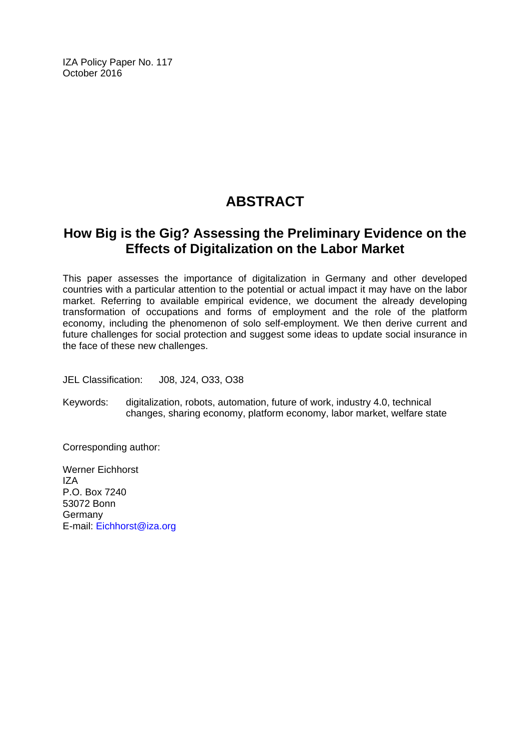IZA Policy Paper No. 117
October 2016

# ABSTRACT

## How Big is the Gig? Assessing the Preliminary Evidence on the Effects of Digitalization on the Labor Market

This paper assesses the importance of digitalization in Germany and other developed countries with a particular attention to the potential or actual impact it may have on the labor market. Referring to available empirical evidence, we document the already developing transformation of occupations and forms of employment and the role of the platform economy, including the phenomenon of solo self-employment. We then derive current and future challenges for social protection and suggest some ideas to update social insurance in the face of these new challenges.

JEL Classification: J08, J24, O33, O38

Keywords: digitalization, robots, automation, future of work, industry 4.0, technical changes, sharing economy, platform economy, labor market, welfare state

Corresponding author:

Werner Eichhorst
IZA
P.O. Box 7240
53072 Bonn
Germany
E-mail: Eichhorst@iza.org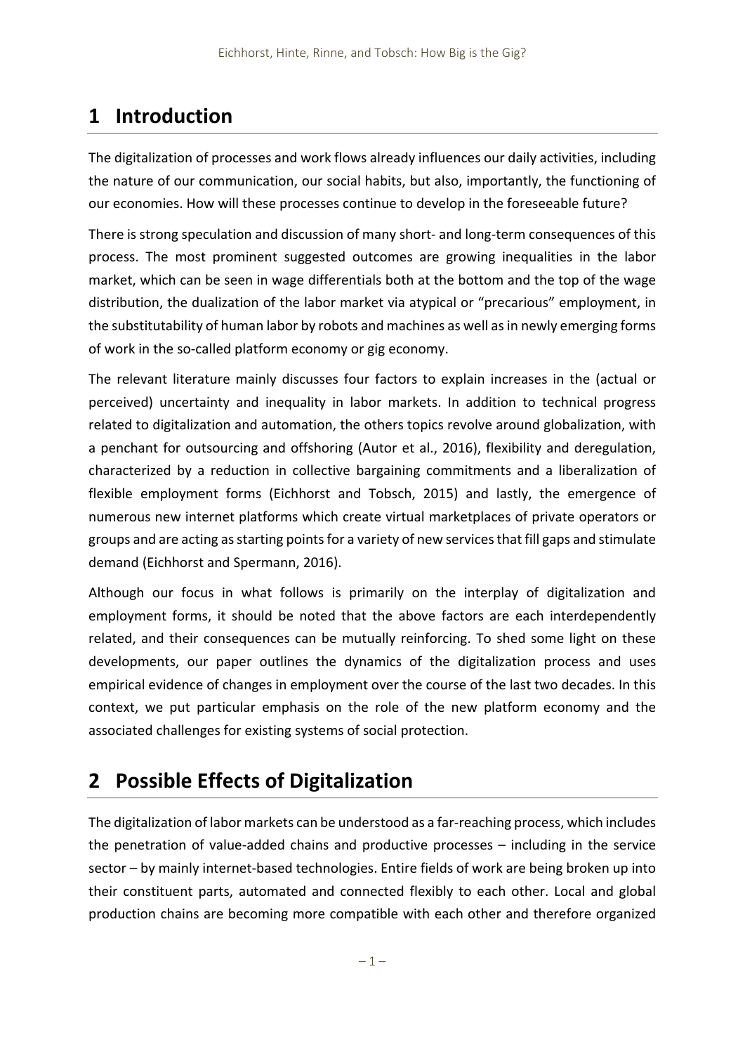# 1 Introduction

The digitalization of processes and work flows already influences our daily activities, including the nature of our communication, our social habits, but also, importantly, the functioning of our economies. How will these processes continue to develop in the foreseeable future?

There is strong speculation and discussion of many short- and long-term consequences of this process. The most prominent suggested outcomes are growing inequalities in the labor market, which can be seen in wage differentials both at the bottom and the top of the wage distribution, the dualization of the labor market via atypical or "precarious" employment, in the substitutability of human labor by robots and machines as well as in newly emerging forms of work in the so-called platform economy or gig economy.

The relevant literature mainly discusses four factors to explain increases in the (actual or perceived) uncertainty and inequality in labor markets. In addition to technical progress related to digitalization and automation, the others topics revolve around globalization, with a penchant for outsourcing and offshoring (Autor et al., 2016), flexibility and deregulation, characterized by a reduction in collective bargaining commitments and a liberalization of flexible employment forms (Eichhorst and Tobsch, 2015) and lastly, the emergence of numerous new internet platforms which create virtual marketplaces of private operators or groups and are acting as starting points for a variety of new services that fill gaps and stimulate demand (Eichhorst and Spermann, 2016).

Although our focus in what follows is primarily on the interplay of digitalization and employment forms, it should be noted that the above factors are each interdependently related, and their consequences can be mutually reinforcing. To shed some light on these developments, our paper outlines the dynamics of the digitalization process and uses empirical evidence of changes in employment over the course of the last two decades. In this context, we put particular emphasis on the role of the new platform economy and the associated challenges for existing systems of social protection.

# 2 Possible Effects of Digitalization

The digitalization of labor markets can be understood as a far-reaching process, which includes the penetration of value-added chains and productive processes – including in the service sector – by mainly internet-based technologies. Entire fields of work are being broken up into their constituent parts, automated and connected flexibly to each other. Local and global production chains are becoming more compatible with each other and therefore organized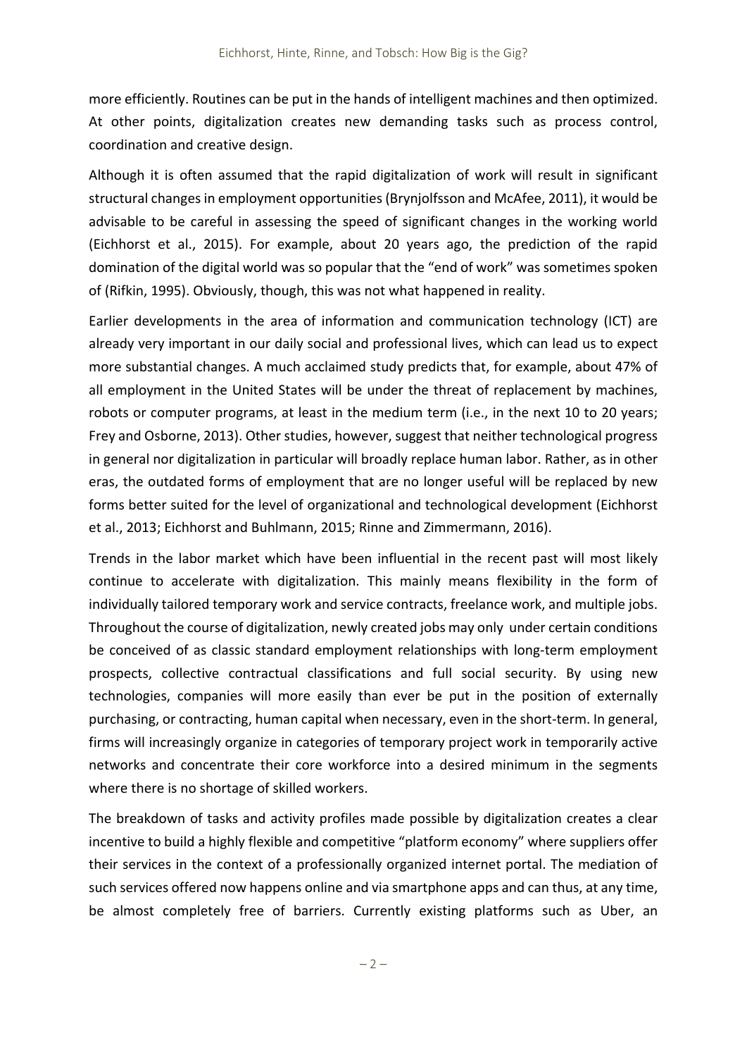more efficiently. Routines can be put in the hands of intelligent machines and then optimized. At other points, digitalization creates new demanding tasks such as process control, coordination and creative design.

Although it is often assumed that the rapid digitalization of work will result in significant structural changes in employment opportunities (Brynjolfsson and McAfee, 2011), it would be advisable to be careful in assessing the speed of significant changes in the working world (Eichhorst et al., 2015). For example, about 20 years ago, the prediction of the rapid domination of the digital world was so popular that the "end of work" was sometimes spoken of (Rifkin, 1995). Obviously, though, this was not what happened in reality.

Earlier developments in the area of information and communication technology (ICT) are already very important in our daily social and professional lives, which can lead us to expect more substantial changes. A much acclaimed study predicts that, for example, about 47% of all employment in the United States will be under the threat of replacement by machines, robots or computer programs, at least in the medium term (i.e., in the next 10 to 20 years; Frey and Osborne, 2013). Other studies, however, suggest that neither technological progress in general nor digitalization in particular will broadly replace human labor. Rather, as in other eras, the outdated forms of employment that are no longer useful will be replaced by new forms better suited for the level of organizational and technological development (Eichhorst et al., 2013; Eichhorst and Buhlmann, 2015; Rinne and Zimmermann, 2016).

Trends in the labor market which have been influential in the recent past will most likely continue to accelerate with digitalization. This mainly means flexibility in the form of individually tailored temporary work and service contracts, freelance work, and multiple jobs. Throughout the course of digitalization, newly created jobs may only under certain conditions be conceived of as classic standard employment relationships with long-term employment prospects, collective contractual classifications and full social security. By using new technologies, companies will more easily than ever be put in the position of externally purchasing, or contracting, human capital when necessary, even in the short-term. In general, firms will increasingly organize in categories of temporary project work in temporarily active networks and concentrate their core workforce into a desired minimum in the segments where there is no shortage of skilled workers.

The breakdown of tasks and activity profiles made possible by digitalization creates a clear incentive to build a highly flexible and competitive "platform economy" where suppliers offer their services in the context of a professionally organized internet portal. The mediation of such services offered now happens online and via smartphone apps and can thus, at any time, be almost completely free of barriers. Currently existing platforms such as Uber, an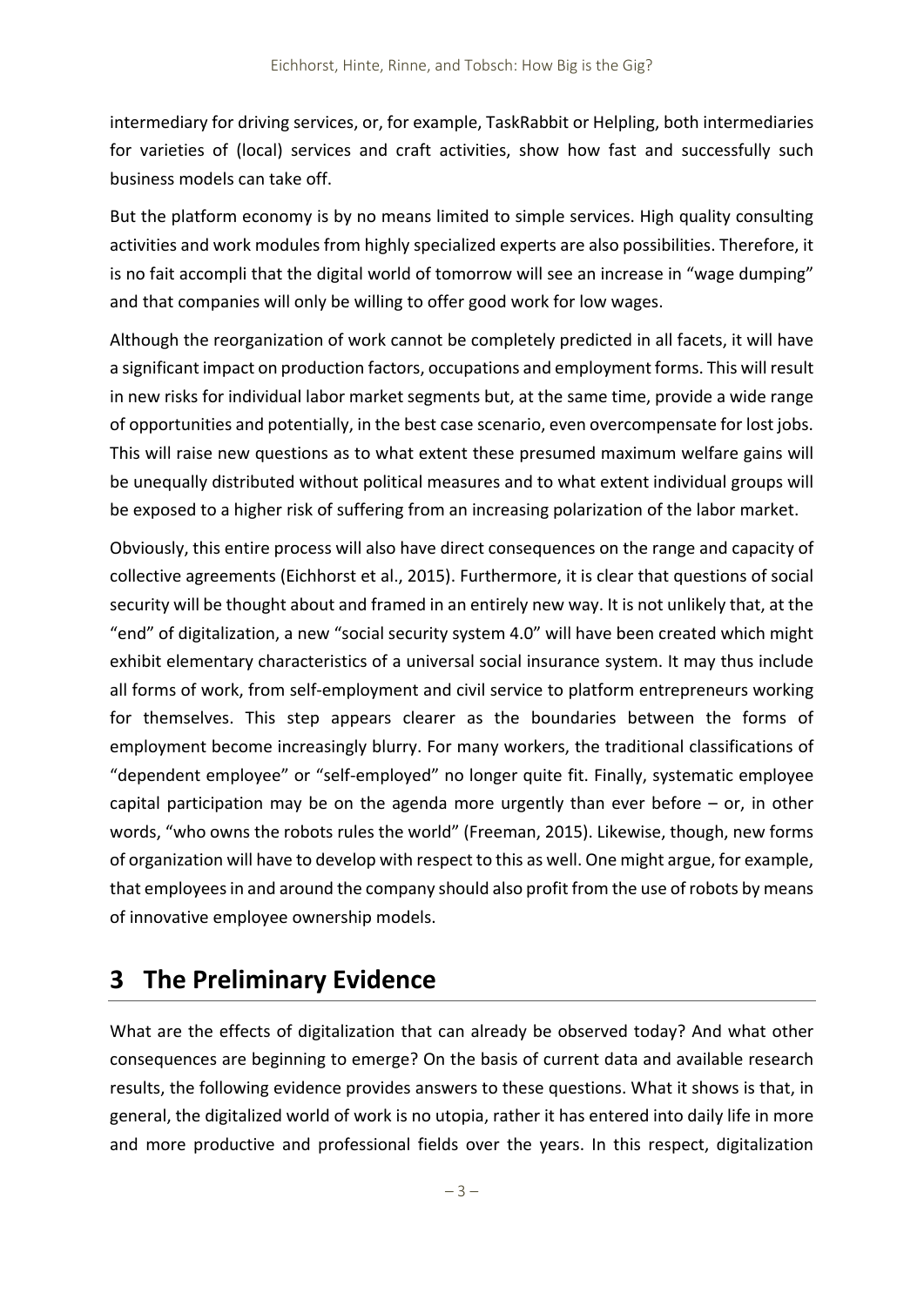intermediary for driving services, or, for example, TaskRabbit or Helpling, both intermediaries for varieties of (local) services and craft activities, show how fast and successfully such business models can take off.

But the platform economy is by no means limited to simple services. High quality consulting activities and work modules from highly specialized experts are also possibilities. Therefore, it is no fait accompli that the digital world of tomorrow will see an increase in "wage dumping" and that companies will only be willing to offer good work for low wages.

Although the reorganization of work cannot be completely predicted in all facets, it will have a significant impact on production factors, occupations and employment forms. This will result in new risks for individual labor market segments but, at the same time, provide a wide range of opportunities and potentially, in the best case scenario, even overcompensate for lost jobs. This will raise new questions as to what extent these presumed maximum welfare gains will be unequally distributed without political measures and to what extent individual groups will be exposed to a higher risk of suffering from an increasing polarization of the labor market.

Obviously, this entire process will also have direct consequences on the range and capacity of collective agreements (Eichhorst et al., 2015). Furthermore, it is clear that questions of social security will be thought about and framed in an entirely new way. It is not unlikely that, at the "end" of digitalization, a new "social security system 4.0" will have been created which might exhibit elementary characteristics of a universal social insurance system. It may thus include all forms of work, from self-employment and civil service to platform entrepreneurs working for themselves. This step appears clearer as the boundaries between the forms of employment become increasingly blurry. For many workers, the traditional classifications of "dependent employee" or "self-employed" no longer quite fit. Finally, systematic employee capital participation may be on the agenda more urgently than ever before – or, in other words, "who owns the robots rules the world" (Freeman, 2015). Likewise, though, new forms of organization will have to develop with respect to this as well. One might argue, for example, that employees in and around the company should also profit from the use of robots by means of innovative employee ownership models.

# 3 The Preliminary Evidence

What are the effects of digitalization that can already be observed today? And what other consequences are beginning to emerge? On the basis of current data and available research results, the following evidence provides answers to these questions. What it shows is that, in general, the digitalized world of work is no utopia, rather it has entered into daily life in more and more productive and professional fields over the years. In this respect, digitalization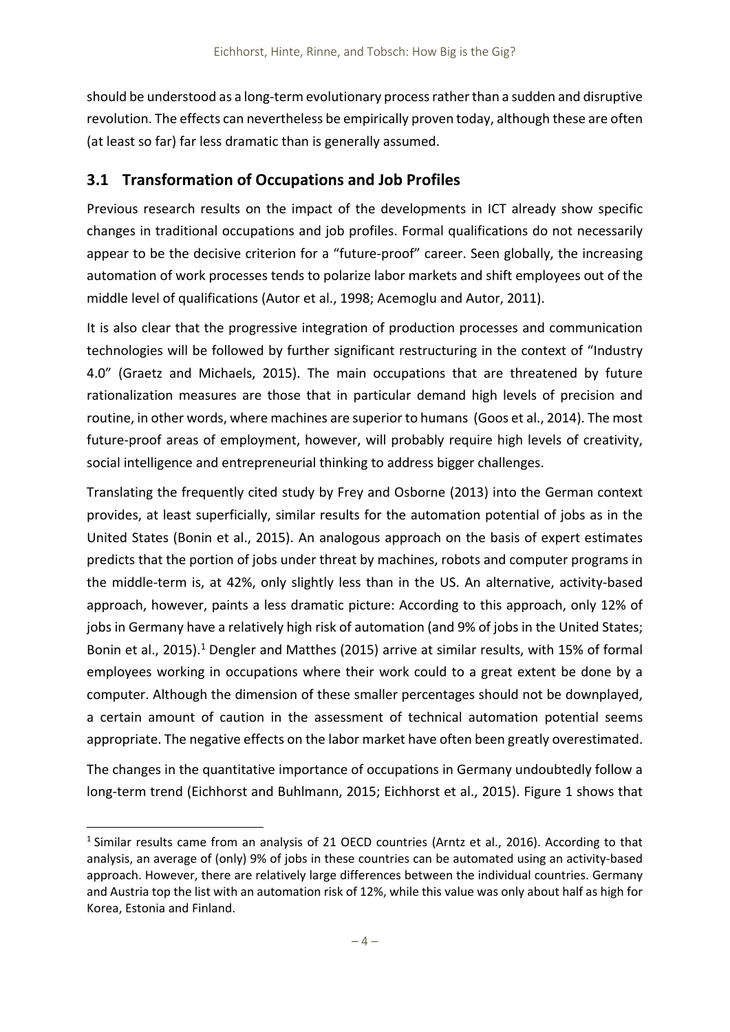should be understood as a long-term evolutionary process rather than a sudden and disruptive revolution. The effects can nevertheless be empirically proven today, although these are often (at least so far) far less dramatic than is generally assumed.

## 3.1 Transformation of Occupations and Job Profiles

Previous research results on the impact of the developments in ICT already show specific changes in traditional occupations and job profiles. Formal qualifications do not necessarily appear to be the decisive criterion for a "future-proof" career. Seen globally, the increasing automation of work processes tends to polarize labor markets and shift employees out of the middle level of qualifications (Autor et al., 1998; Acemoglu and Autor, 2011).

It is also clear that the progressive integration of production processes and communication technologies will be followed by further significant restructuring in the context of "Industry 4.0" (Graetz and Michaels, 2015). The main occupations that are threatened by future rationalization measures are those that in particular demand high levels of precision and routine, in other words, where machines are superior to humans (Goos et al., 2014). The most future-proof areas of employment, however, will probably require high levels of creativity, social intelligence and entrepreneurial thinking to address bigger challenges.

Translating the frequently cited study by Frey and Osborne (2013) into the German context provides, at least superficially, similar results for the automation potential of jobs as in the United States (Bonin et al., 2015). An analogous approach on the basis of expert estimates predicts that the portion of jobs under threat by machines, robots and computer programs in the middle-term is, at 42%, only slightly less than in the US. An alternative, activity-based approach, however, paints a less dramatic picture: According to this approach, only 12% of jobs in Germany have a relatively high risk of automation (and 9% of jobs in the United States; Bonin et al., 2015).[1] Dengler and Matthes (2015) arrive at similar results, with 15% of formal employees working in occupations where their work could to a great extent be done by a computer. Although the dimension of these smaller percentages should not be downplayed, a certain amount of caution in the assessment of technical automation potential seems appropriate. The negative effects on the labor market have often been greatly overestimated.

The changes in the quantitative importance of occupations in Germany undoubtedly follow a long-term trend (Eichhorst and Buhlmann, 2015; Eichhorst et al., 2015). Figure 1 shows that

[1] Similar results came from an analysis of 21 OECD countries (Arntz et al., 2016). According to that analysis, an average of (only) 9% of jobs in these countries can be automated using an activity-based approach. However, there are relatively large differences between the individual countries. Germany and Austria top the list with an automation risk of 12%, while this value was only about half as high for Korea, Estonia and Finland.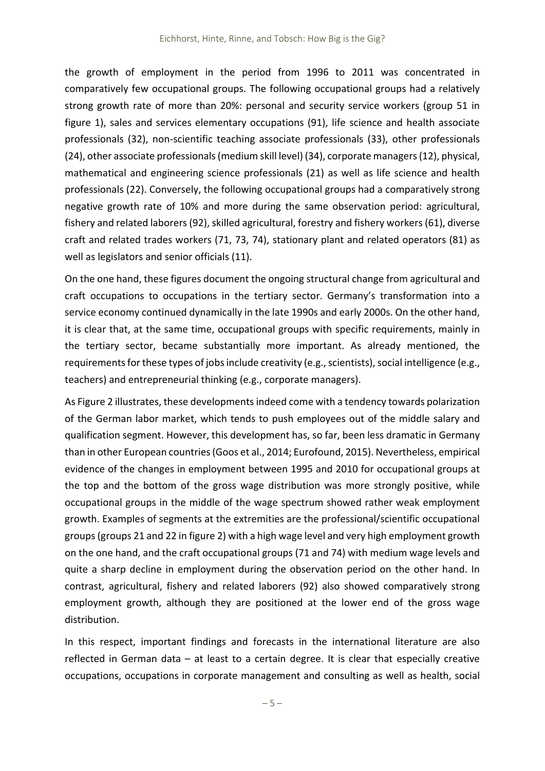the growth of employment in the period from 1996 to 2011 was concentrated in comparatively few occupational groups. The following occupational groups had a relatively strong growth rate of more than 20%: personal and security service workers (group 51 in figure 1), sales and services elementary occupations (91), life science and health associate professionals (32), non-scientific teaching associate professionals (33), other professionals (24), other associate professionals (medium skill level) (34), corporate managers (12), physical, mathematical and engineering science professionals (21) as well as life science and health professionals (22). Conversely, the following occupational groups had a comparatively strong negative growth rate of 10% and more during the same observation period: agricultural, fishery and related laborers (92), skilled agricultural, forestry and fishery workers (61), diverse craft and related trades workers (71, 73, 74), stationary plant and related operators (81) as well as legislators and senior officials (11).

On the one hand, these figures document the ongoing structural change from agricultural and craft occupations to occupations in the tertiary sector. Germany's transformation into a service economy continued dynamically in the late 1990s and early 2000s. On the other hand, it is clear that, at the same time, occupational groups with specific requirements, mainly in the tertiary sector, became substantially more important. As already mentioned, the requirements for these types of jobs include creativity (e.g., scientists), social intelligence (e.g., teachers) and entrepreneurial thinking (e.g., corporate managers).

As Figure 2 illustrates, these developments indeed come with a tendency towards polarization of the German labor market, which tends to push employees out of the middle salary and qualification segment. However, this development has, so far, been less dramatic in Germany than in other European countries (Goos et al., 2014; Eurofound, 2015). Nevertheless, empirical evidence of the changes in employment between 1995 and 2010 for occupational groups at the top and the bottom of the gross wage distribution was more strongly positive, while occupational groups in the middle of the wage spectrum showed rather weak employment growth. Examples of segments at the extremities are the professional/scientific occupational groups (groups 21 and 22 in figure 2) with a high wage level and very high employment growth on the one hand, and the craft occupational groups (71 and 74) with medium wage levels and quite a sharp decline in employment during the observation period on the other hand. In contrast, agricultural, fishery and related laborers (92) also showed comparatively strong employment growth, although they are positioned at the lower end of the gross wage distribution.

In this respect, important findings and forecasts in the international literature are also reflected in German data – at least to a certain degree. It is clear that especially creative occupations, occupations in corporate management and consulting as well as health, social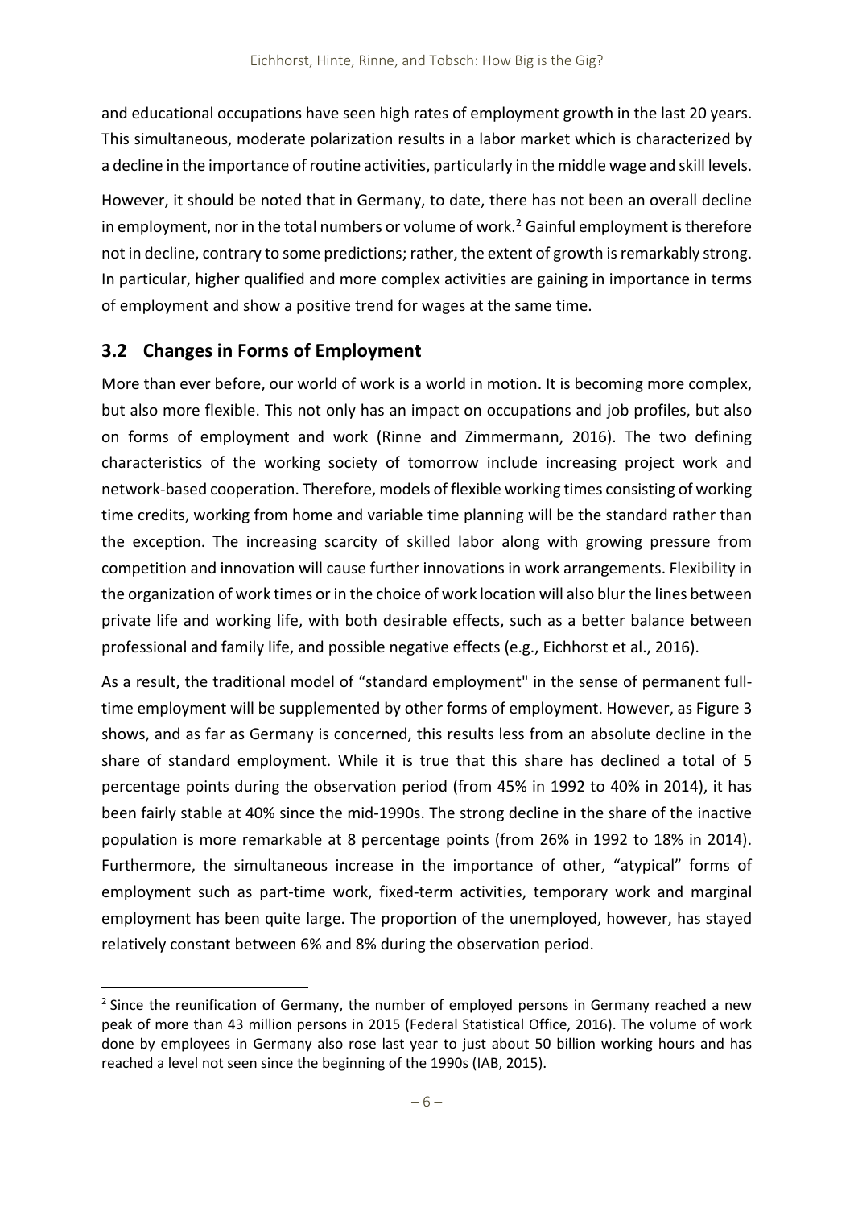and educational occupations have seen high rates of employment growth in the last 20 years. This simultaneous, moderate polarization results in a labor market which is characterized by a decline in the importance of routine activities, particularly in the middle wage and skill levels.

However, it should be noted that in Germany, to date, there has not been an overall decline in employment, nor in the total numbers or volume of work.[2] Gainful employment is therefore not in decline, contrary to some predictions; rather, the extent of growth is remarkably strong. In particular, higher qualified and more complex activities are gaining in importance in terms of employment and show a positive trend for wages at the same time.

## 3.2 Changes in Forms of Employment

More than ever before, our world of work is a world in motion. It is becoming more complex, but also more flexible. This not only has an impact on occupations and job profiles, but also on forms of employment and work (Rinne and Zimmermann, 2016). The two defining characteristics of the working society of tomorrow include increasing project work and network-based cooperation. Therefore, models of flexible working times consisting of working time credits, working from home and variable time planning will be the standard rather than the exception. The increasing scarcity of skilled labor along with growing pressure from competition and innovation will cause further innovations in work arrangements. Flexibility in the organization of work times or in the choice of work location will also blur the lines between private life and working life, with both desirable effects, such as a better balance between professional and family life, and possible negative effects (e.g., Eichhorst et al., 2016).

As a result, the traditional model of "standard employment" in the sense of permanent full-time employment will be supplemented by other forms of employment. However, as Figure 3 shows, and as far as Germany is concerned, this results less from an absolute decline in the share of standard employment. While it is true that this share has declined a total of 5 percentage points during the observation period (from 45% in 1992 to 40% in 2014), it has been fairly stable at 40% since the mid-1990s. The strong decline in the share of the inactive population is more remarkable at 8 percentage points (from 26% in 1992 to 18% in 2014). Furthermore, the simultaneous increase in the importance of other, "atypical" forms of employment such as part-time work, fixed-term activities, temporary work and marginal employment has been quite large. The proportion of the unemployed, however, has stayed relatively constant between 6% and 8% during the observation period.

[2] Since the reunification of Germany, the number of employed persons in Germany reached a new peak of more than 43 million persons in 2015 (Federal Statistical Office, 2016). The volume of work done by employees in Germany also rose last year to just about 50 billion working hours and has reached a level not seen since the beginning of the 1990s (IAB, 2015).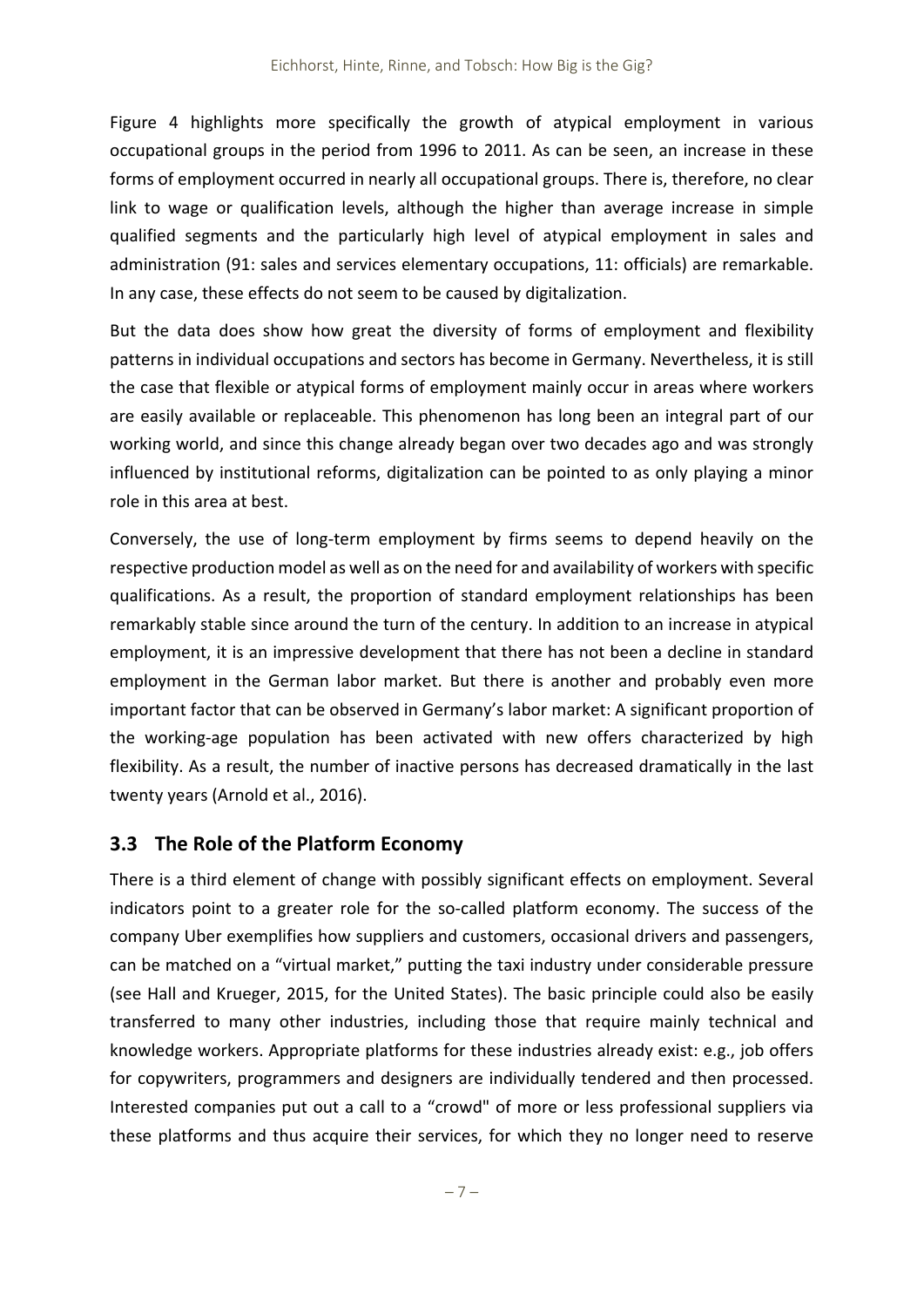Figure 4 highlights more specifically the growth of atypical employment in various occupational groups in the period from 1996 to 2011. As can be seen, an increase in these forms of employment occurred in nearly all occupational groups. There is, therefore, no clear link to wage or qualification levels, although the higher than average increase in simple qualified segments and the particularly high level of atypical employment in sales and administration (91: sales and services elementary occupations, 11: officials) are remarkable. In any case, these effects do not seem to be caused by digitalization.

But the data does show how great the diversity of forms of employment and flexibility patterns in individual occupations and sectors has become in Germany. Nevertheless, it is still the case that flexible or atypical forms of employment mainly occur in areas where workers are easily available or replaceable. This phenomenon has long been an integral part of our working world, and since this change already began over two decades ago and was strongly influenced by institutional reforms, digitalization can be pointed to as only playing a minor role in this area at best.

Conversely, the use of long-term employment by firms seems to depend heavily on the respective production model as well as on the need for and availability of workers with specific qualifications. As a result, the proportion of standard employment relationships has been remarkably stable since around the turn of the century. In addition to an increase in atypical employment, it is an impressive development that there has not been a decline in standard employment in the German labor market. But there is another and probably even more important factor that can be observed in Germany's labor market: A significant proportion of the working-age population has been activated with new offers characterized by high flexibility. As a result, the number of inactive persons has decreased dramatically in the last twenty years (Arnold et al., 2016).

## 3.3 The Role of the Platform Economy

There is a third element of change with possibly significant effects on employment. Several indicators point to a greater role for the so-called platform economy. The success of the company Uber exemplifies how suppliers and customers, occasional drivers and passengers, can be matched on a "virtual market," putting the taxi industry under considerable pressure (see Hall and Krueger, 2015, for the United States). The basic principle could also be easily transferred to many other industries, including those that require mainly technical and knowledge workers. Appropriate platforms for these industries already exist: e.g., job offers for copywriters, programmers and designers are individually tendered and then processed. Interested companies put out a call to a "crowd" of more or less professional suppliers via these platforms and thus acquire their services, for which they no longer need to reserve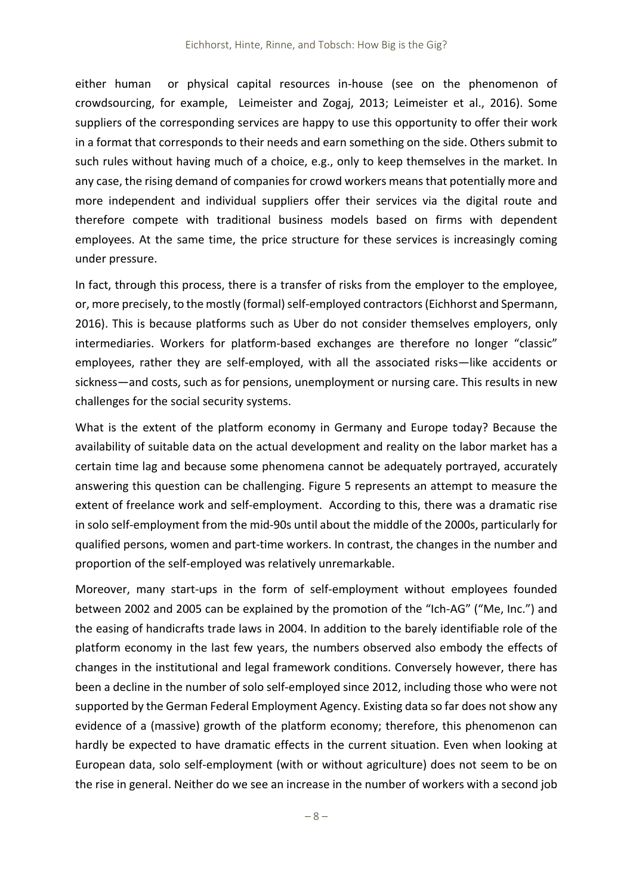either human or physical capital resources in-house (see on the phenomenon of crowdsourcing, for example, Leimeister and Zogaj, 2013; Leimeister et al., 2016). Some suppliers of the corresponding services are happy to use this opportunity to offer their work in a format that corresponds to their needs and earn something on the side. Others submit to such rules without having much of a choice, e.g., only to keep themselves in the market. In any case, the rising demand of companies for crowd workers means that potentially more and more independent and individual suppliers offer their services via the digital route and therefore compete with traditional business models based on firms with dependent employees. At the same time, the price structure for these services is increasingly coming under pressure.

In fact, through this process, there is a transfer of risks from the employer to the employee, or, more precisely, to the mostly (formal) self-employed contractors (Eichhorst and Spermann, 2016). This is because platforms such as Uber do not consider themselves employers, only intermediaries. Workers for platform-based exchanges are therefore no longer "classic" employees, rather they are self-employed, with all the associated risks—like accidents or sickness—and costs, such as for pensions, unemployment or nursing care. This results in new challenges for the social security systems.

What is the extent of the platform economy in Germany and Europe today? Because the availability of suitable data on the actual development and reality on the labor market has a certain time lag and because some phenomena cannot be adequately portrayed, accurately answering this question can be challenging. Figure 5 represents an attempt to measure the extent of freelance work and self-employment. According to this, there was a dramatic rise in solo self-employment from the mid-90s until about the middle of the 2000s, particularly for qualified persons, women and part-time workers. In contrast, the changes in the number and proportion of the self-employed was relatively unremarkable.

Moreover, many start-ups in the form of self-employment without employees founded between 2002 and 2005 can be explained by the promotion of the "Ich-AG" ("Me, Inc.") and the easing of handicrafts trade laws in 2004. In addition to the barely identifiable role of the platform economy in the last few years, the numbers observed also embody the effects of changes in the institutional and legal framework conditions. Conversely however, there has been a decline in the number of solo self-employed since 2012, including those who were not supported by the German Federal Employment Agency. Existing data so far does not show any evidence of a (massive) growth of the platform economy; therefore, this phenomenon can hardly be expected to have dramatic effects in the current situation. Even when looking at European data, solo self-employment (with or without agriculture) does not seem to be on the rise in general. Neither do we see an increase in the number of workers with a second job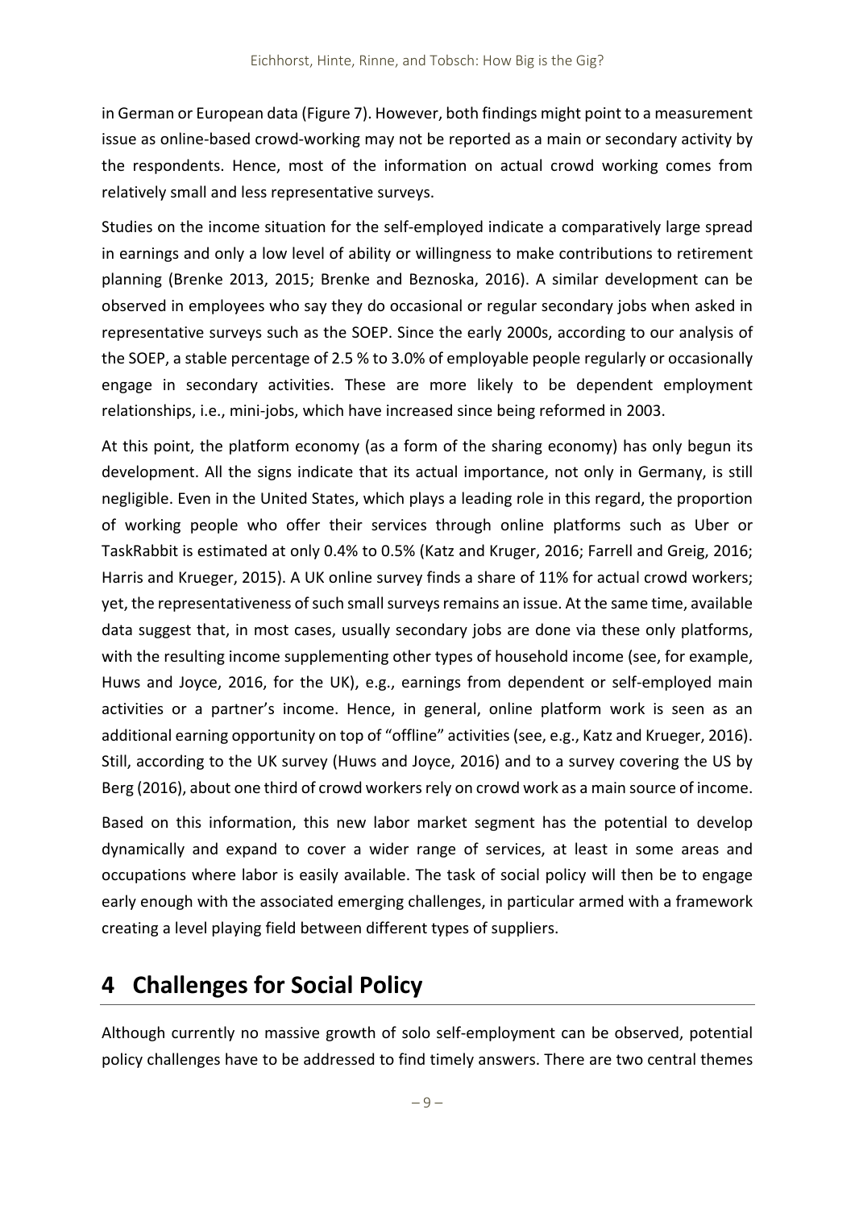in German or European data (Figure 7). However, both findings might point to a measurement issue as online-based crowd-working may not be reported as a main or secondary activity by the respondents. Hence, most of the information on actual crowd working comes from relatively small and less representative surveys.

Studies on the income situation for the self-employed indicate a comparatively large spread in earnings and only a low level of ability or willingness to make contributions to retirement planning (Brenke 2013, 2015; Brenke and Beznoska, 2016). A similar development can be observed in employees who say they do occasional or regular secondary jobs when asked in representative surveys such as the SOEP. Since the early 2000s, according to our analysis of the SOEP, a stable percentage of 2.5 % to 3.0% of employable people regularly or occasionally engage in secondary activities. These are more likely to be dependent employment relationships, i.e., mini-jobs, which have increased since being reformed in 2003.

At this point, the platform economy (as a form of the sharing economy) has only begun its development. All the signs indicate that its actual importance, not only in Germany, is still negligible. Even in the United States, which plays a leading role in this regard, the proportion of working people who offer their services through online platforms such as Uber or TaskRabbit is estimated at only 0.4% to 0.5% (Katz and Kruger, 2016; Farrell and Greig, 2016; Harris and Krueger, 2015). A UK online survey finds a share of 11% for actual crowd workers; yet, the representativeness of such small surveys remains an issue. At the same time, available data suggest that, in most cases, usually secondary jobs are done via these only platforms, with the resulting income supplementing other types of household income (see, for example, Huws and Joyce, 2016, for the UK), e.g., earnings from dependent or self-employed main activities or a partner's income. Hence, in general, online platform work is seen as an additional earning opportunity on top of "offline" activities (see, e.g., Katz and Krueger, 2016). Still, according to the UK survey (Huws and Joyce, 2016) and to a survey covering the US by Berg (2016), about one third of crowd workers rely on crowd work as a main source of income.

Based on this information, this new labor market segment has the potential to develop dynamically and expand to cover a wider range of services, at least in some areas and occupations where labor is easily available. The task of social policy will then be to engage early enough with the associated emerging challenges, in particular armed with a framework creating a level playing field between different types of suppliers.

# 4 Challenges for Social Policy

Although currently no massive growth of solo self-employment can be observed, potential policy challenges have to be addressed to find timely answers. There are two central themes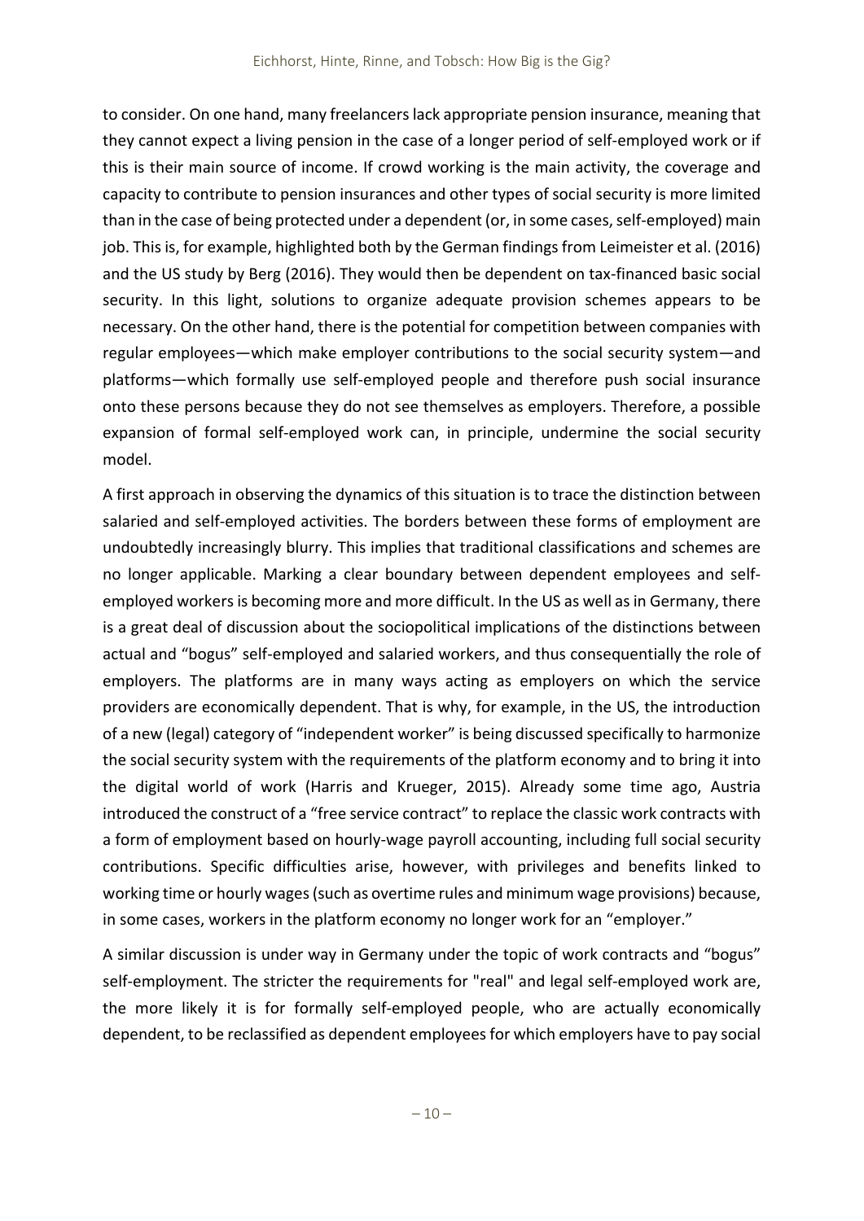to consider. On one hand, many freelancers lack appropriate pension insurance, meaning that they cannot expect a living pension in the case of a longer period of self-employed work or if this is their main source of income. If crowd working is the main activity, the coverage and capacity to contribute to pension insurances and other types of social security is more limited than in the case of being protected under a dependent (or, in some cases, self-employed) main job. This is, for example, highlighted both by the German findings from Leimeister et al. (2016) and the US study by Berg (2016). They would then be dependent on tax-financed basic social security. In this light, solutions to organize adequate provision schemes appears to be necessary. On the other hand, there is the potential for competition between companies with regular employees—which make employer contributions to the social security system—and platforms—which formally use self-employed people and therefore push social insurance onto these persons because they do not see themselves as employers. Therefore, a possible expansion of formal self-employed work can, in principle, undermine the social security model.

A first approach in observing the dynamics of this situation is to trace the distinction between salaried and self-employed activities. The borders between these forms of employment are undoubtedly increasingly blurry. This implies that traditional classifications and schemes are no longer applicable. Marking a clear boundary between dependent employees and self-employed workers is becoming more and more difficult. In the US as well as in Germany, there is a great deal of discussion about the sociopolitical implications of the distinctions between actual and "bogus" self-employed and salaried workers, and thus consequentially the role of employers. The platforms are in many ways acting as employers on which the service providers are economically dependent. That is why, for example, in the US, the introduction of a new (legal) category of "independent worker" is being discussed specifically to harmonize the social security system with the requirements of the platform economy and to bring it into the digital world of work (Harris and Krueger, 2015). Already some time ago, Austria introduced the construct of a "free service contract" to replace the classic work contracts with a form of employment based on hourly-wage payroll accounting, including full social security contributions. Specific difficulties arise, however, with privileges and benefits linked to working time or hourly wages (such as overtime rules and minimum wage provisions) because, in some cases, workers in the platform economy no longer work for an "employer."

A similar discussion is under way in Germany under the topic of work contracts and "bogus" self-employment. The stricter the requirements for "real" and legal self-employed work are, the more likely it is for formally self-employed people, who are actually economically dependent, to be reclassified as dependent employees for which employers have to pay social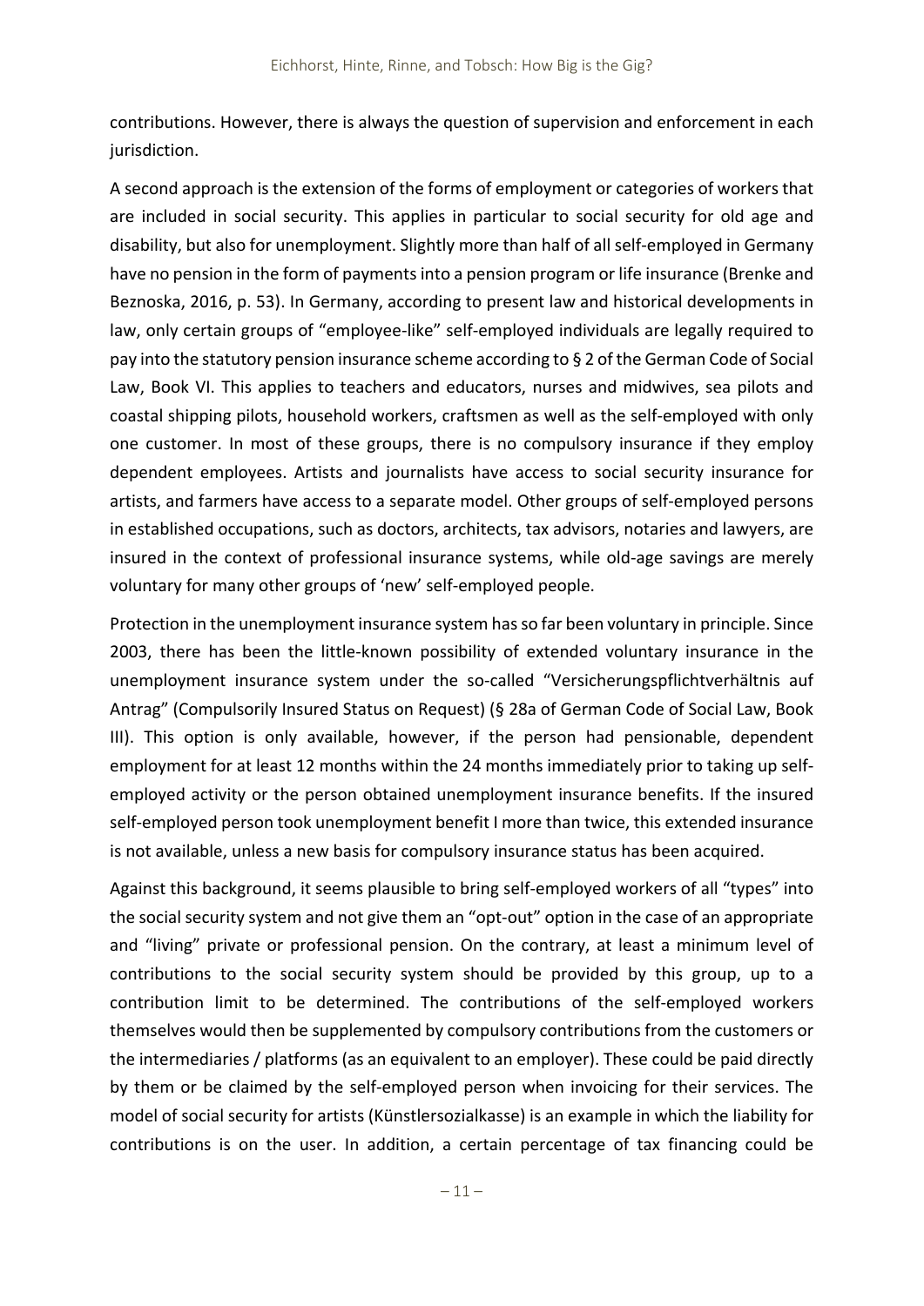contributions. However, there is always the question of supervision and enforcement in each jurisdiction.

A second approach is the extension of the forms of employment or categories of workers that are included in social security. This applies in particular to social security for old age and disability, but also for unemployment. Slightly more than half of all self-employed in Germany have no pension in the form of payments into a pension program or life insurance (Brenke and Beznoska, 2016, p. 53). In Germany, according to present law and historical developments in law, only certain groups of "employee-like" self-employed individuals are legally required to pay into the statutory pension insurance scheme according to § 2 of the German Code of Social Law, Book VI. This applies to teachers and educators, nurses and midwives, sea pilots and coastal shipping pilots, household workers, craftsmen as well as the self-employed with only one customer. In most of these groups, there is no compulsory insurance if they employ dependent employees. Artists and journalists have access to social security insurance for artists, and farmers have access to a separate model. Other groups of self-employed persons in established occupations, such as doctors, architects, tax advisors, notaries and lawyers, are insured in the context of professional insurance systems, while old-age savings are merely voluntary for many other groups of 'new' self-employed people.

Protection in the unemployment insurance system has so far been voluntary in principle. Since 2003, there has been the little-known possibility of extended voluntary insurance in the unemployment insurance system under the so-called "Versicherungspflichtverhältnis auf Antrag" (Compulsorily Insured Status on Request) (§ 28a of German Code of Social Law, Book III). This option is only available, however, if the person had pensionable, dependent employment for at least 12 months within the 24 months immediately prior to taking up self-employed activity or the person obtained unemployment insurance benefits. If the insured self-employed person took unemployment benefit I more than twice, this extended insurance is not available, unless a new basis for compulsory insurance status has been acquired.

Against this background, it seems plausible to bring self-employed workers of all "types" into the social security system and not give them an "opt-out" option in the case of an appropriate and "living" private or professional pension. On the contrary, at least a minimum level of contributions to the social security system should be provided by this group, up to a contribution limit to be determined. The contributions of the self-employed workers themselves would then be supplemented by compulsory contributions from the customers or the intermediaries / platforms (as an equivalent to an employer). These could be paid directly by them or be claimed by the self-employed person when invoicing for their services. The model of social security for artists (Künstlersozialkasse) is an example in which the liability for contributions is on the user. In addition, a certain percentage of tax financing could be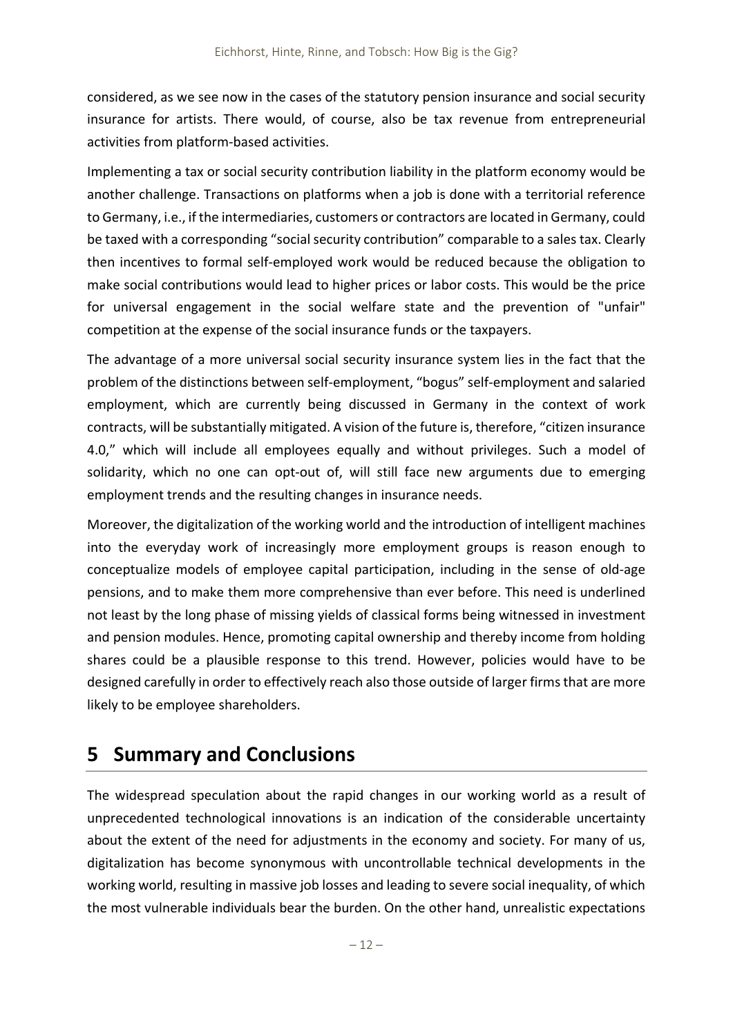considered, as we see now in the cases of the statutory pension insurance and social security insurance for artists. There would, of course, also be tax revenue from entrepreneurial activities from platform-based activities.

Implementing a tax or social security contribution liability in the platform economy would be another challenge. Transactions on platforms when a job is done with a territorial reference to Germany, i.e., if the intermediaries, customers or contractors are located in Germany, could be taxed with a corresponding "social security contribution" comparable to a sales tax. Clearly then incentives to formal self-employed work would be reduced because the obligation to make social contributions would lead to higher prices or labor costs. This would be the price for universal engagement in the social welfare state and the prevention of "unfair" competition at the expense of the social insurance funds or the taxpayers.

The advantage of a more universal social security insurance system lies in the fact that the problem of the distinctions between self-employment, "bogus" self-employment and salaried employment, which are currently being discussed in Germany in the context of work contracts, will be substantially mitigated. A vision of the future is, therefore, "citizen insurance 4.0," which will include all employees equally and without privileges. Such a model of solidarity, which no one can opt-out of, will still face new arguments due to emerging employment trends and the resulting changes in insurance needs.

Moreover, the digitalization of the working world and the introduction of intelligent machines into the everyday work of increasingly more employment groups is reason enough to conceptualize models of employee capital participation, including in the sense of old-age pensions, and to make them more comprehensive than ever before. This need is underlined not least by the long phase of missing yields of classical forms being witnessed in investment and pension modules. Hence, promoting capital ownership and thereby income from holding shares could be a plausible response to this trend. However, policies would have to be designed carefully in order to effectively reach also those outside of larger firms that are more likely to be employee shareholders.

# 5 Summary and Conclusions

The widespread speculation about the rapid changes in our working world as a result of unprecedented technological innovations is an indication of the considerable uncertainty about the extent of the need for adjustments in the economy and society. For many of us, digitalization has become synonymous with uncontrollable technical developments in the working world, resulting in massive job losses and leading to severe social inequality, of which the most vulnerable individuals bear the burden. On the other hand, unrealistic expectations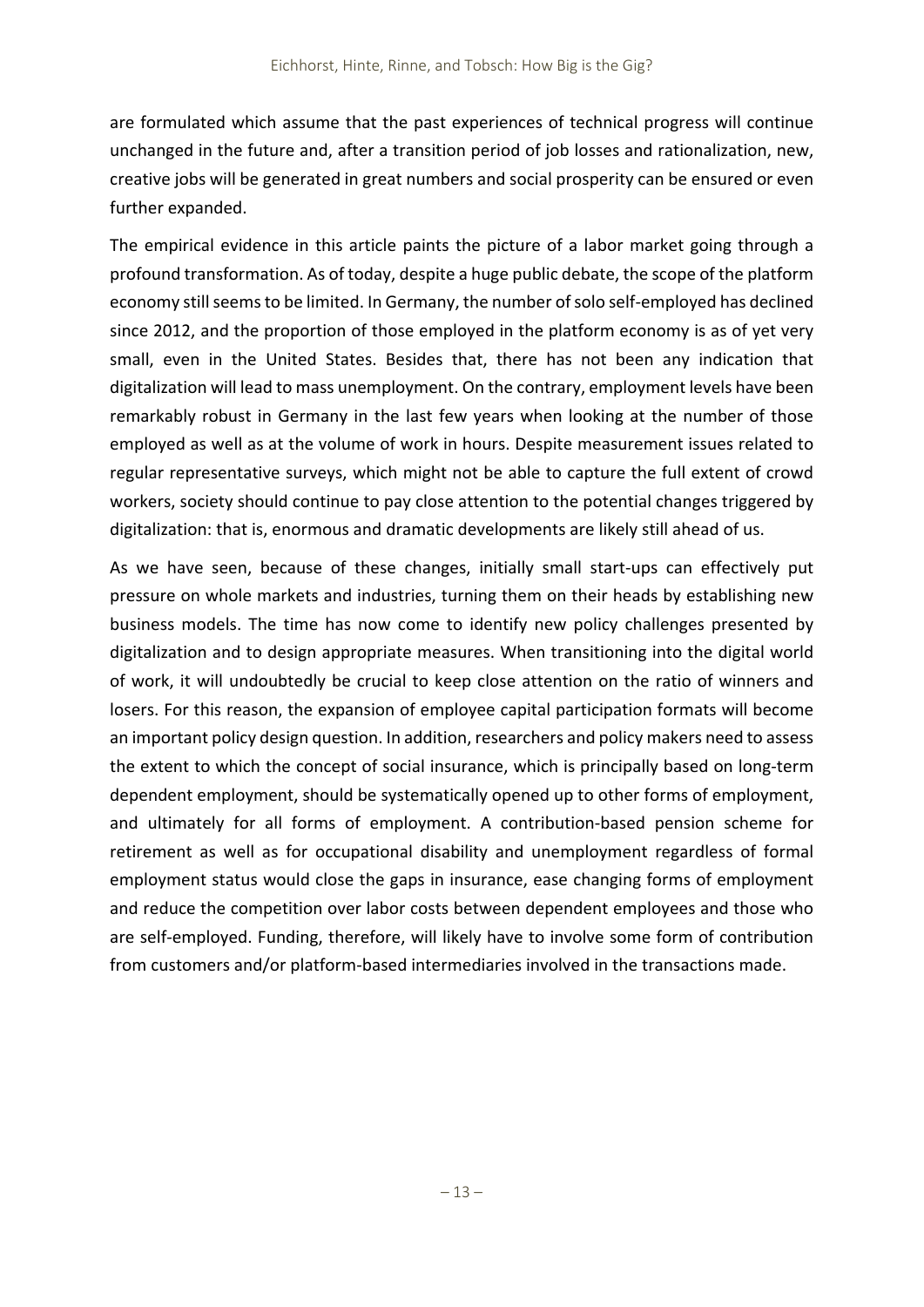are formulated which assume that the past experiences of technical progress will continue unchanged in the future and, after a transition period of job losses and rationalization, new, creative jobs will be generated in great numbers and social prosperity can be ensured or even further expanded.

The empirical evidence in this article paints the picture of a labor market going through a profound transformation. As of today, despite a huge public debate, the scope of the platform economy still seems to be limited. In Germany, the number of solo self-employed has declined since 2012, and the proportion of those employed in the platform economy is as of yet very small, even in the United States. Besides that, there has not been any indication that digitalization will lead to mass unemployment. On the contrary, employment levels have been remarkably robust in Germany in the last few years when looking at the number of those employed as well as at the volume of work in hours. Despite measurement issues related to regular representative surveys, which might not be able to capture the full extent of crowd workers, society should continue to pay close attention to the potential changes triggered by digitalization: that is, enormous and dramatic developments are likely still ahead of us.

As we have seen, because of these changes, initially small start-ups can effectively put pressure on whole markets and industries, turning them on their heads by establishing new business models. The time has now come to identify new policy challenges presented by digitalization and to design appropriate measures. When transitioning into the digital world of work, it will undoubtedly be crucial to keep close attention on the ratio of winners and losers. For this reason, the expansion of employee capital participation formats will become an important policy design question. In addition, researchers and policy makers need to assess the extent to which the concept of social insurance, which is principally based on long-term dependent employment, should be systematically opened up to other forms of employment, and ultimately for all forms of employment. A contribution-based pension scheme for retirement as well as for occupational disability and unemployment regardless of formal employment status would close the gaps in insurance, ease changing forms of employment and reduce the competition over labor costs between dependent employees and those who are self-employed. Funding, therefore, will likely have to involve some form of contribution from customers and/or platform-based intermediaries involved in the transactions made.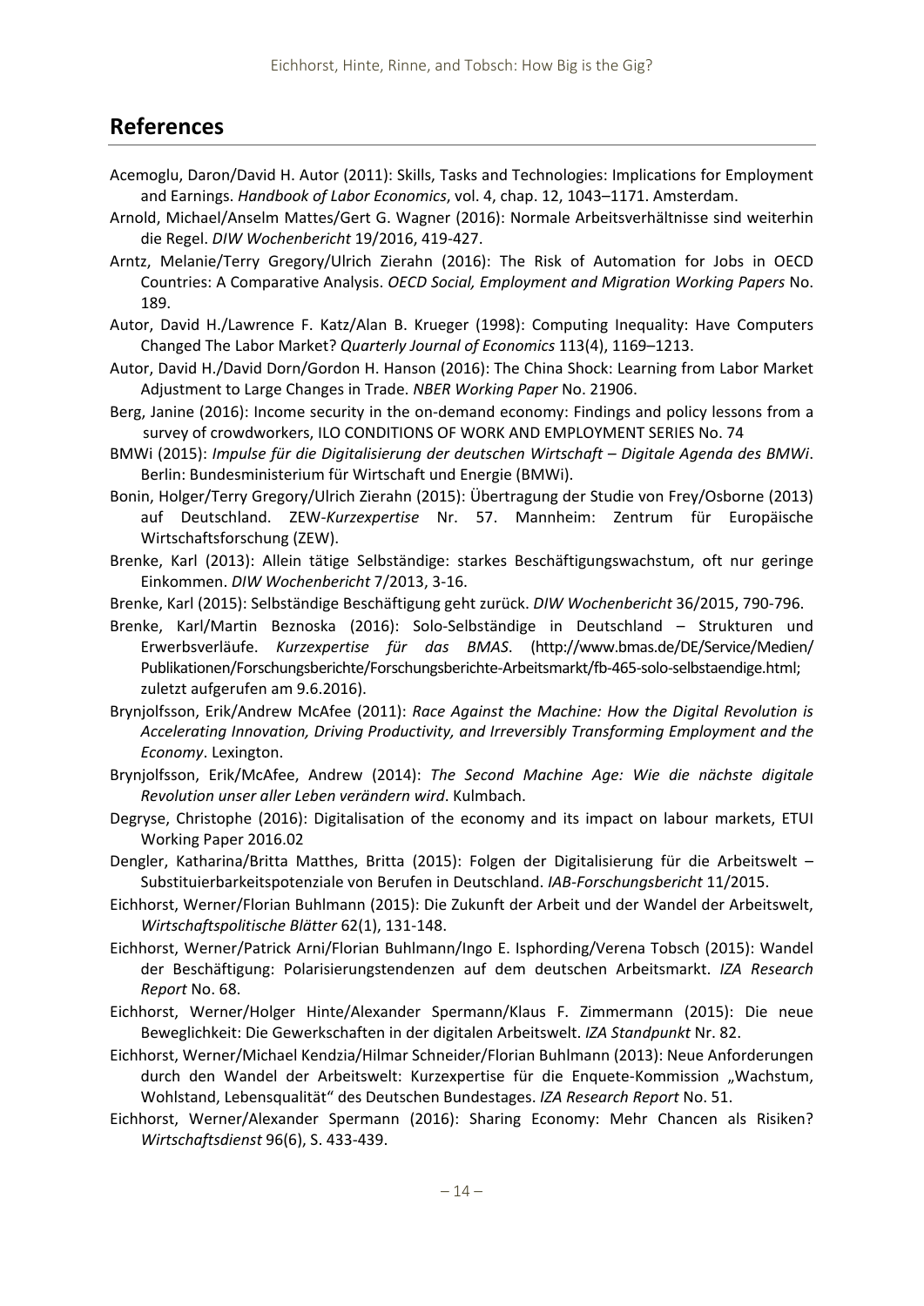## References

Acemoglu, Daron/David H. Autor (2011): Skills, Tasks and Technologies: Implications for Employment and Earnings. *Handbook of Labor Economics*, vol. 4, chap. 12, 1043–1171. Amsterdam.

Arnold, Michael/Anselm Mattes/Gert G. Wagner (2016): Normale Arbeitsverhältnisse sind weiterhin die Regel. *DIW Wochenbericht* 19/2016, 419-427.

Arntz, Melanie/Terry Gregory/Ulrich Zierahn (2016): The Risk of Automation for Jobs in OECD Countries: A Comparative Analysis. *OECD Social, Employment and Migration Working Papers* No. 189.

Autor, David H./Lawrence F. Katz/Alan B. Krueger (1998): Computing Inequality: Have Computers Changed The Labor Market? *Quarterly Journal of Economics* 113(4), 1169–1213.

Autor, David H./David Dorn/Gordon H. Hanson (2016): The China Shock: Learning from Labor Market Adjustment to Large Changes in Trade. *NBER Working Paper* No. 21906.

Berg, Janine (2016): Income security in the on-demand economy: Findings and policy lessons from a survey of crowdworkers, ILO CONDITIONS OF WORK AND EMPLOYMENT SERIES No. 74

BMWi (2015): *Impulse für die Digitalisierung der deutschen Wirtschaft – Digitale Agenda des BMWi*. Berlin: Bundesministerium für Wirtschaft und Energie (BMWi).

Bonin, Holger/Terry Gregory/Ulrich Zierahn (2015): Übertragung der Studie von Frey/Osborne (2013) auf Deutschland. ZEW-*Kurzexpertise* Nr. 57. Mannheim: Zentrum für Europäische Wirtschaftsforschung (ZEW).

Brenke, Karl (2013): Allein tätige Selbständige: starkes Beschäftigungswachstum, oft nur geringe Einkommen. *DIW Wochenbericht* 7/2013, 3-16.

Brenke, Karl (2015): Selbständige Beschäftigung geht zurück. *DIW Wochenbericht* 36/2015, 790-796.

Brenke, Karl/Martin Beznoska (2016): Solo-Selbständige in Deutschland – Strukturen und Erwerbsverläufe. *Kurzexpertise für das BMAS*. (http://www.bmas.de/DE/Service/Medien/Publikationen/Forschungsberichte/Forschungsberichte-Arbeitsmarkt/fb-465-solo-selbstaendige.html; zuletzt aufgerufen am 9.6.2016).

Brynjolfsson, Erik/Andrew McAfee (2011): *Race Against the Machine: How the Digital Revolution is Accelerating Innovation, Driving Productivity, and Irreversibly Transforming Employment and the Economy*. Lexington.

Brynjolfsson, Erik/McAfee, Andrew (2014): *The Second Machine Age: Wie die nächste digitale Revolution unser aller Leben verändern wird*. Kulmbach.

Degryse, Christophe (2016): Digitalisation of the economy and its impact on labour markets, ETUI Working Paper 2016.02

Dengler, Katharina/Britta Matthes, Britta (2015): Folgen der Digitalisierung für die Arbeitswelt – Substituierbarkeitspotenziale von Berufen in Deutschland. *IAB-Forschungsbericht* 11/2015.

Eichhorst, Werner/Florian Buhlmann (2015): Die Zukunft der Arbeit und der Wandel der Arbeitswelt, *Wirtschaftspolitische Blätter* 62(1), 131-148.

Eichhorst, Werner/Patrick Arni/Florian Buhlmann/Ingo E. Isphording/Verena Tobsch (2015): Wandel der Beschäftigung: Polarisierungstendenzen auf dem deutschen Arbeitsmarkt. *IZA Research Report* No. 68.

Eichhorst, Werner/Holger Hinte/Alexander Spermann/Klaus F. Zimmermann (2015): Die neue Beweglichkeit: Die Gewerkschaften in der digitalen Arbeitswelt. *IZA Standpunkt* Nr. 82.

Eichhorst, Werner/Michael Kendzia/Hilmar Schneider/Florian Buhlmann (2013): Neue Anforderungen durch den Wandel der Arbeitswelt: Kurzexpertise für die Enquete-Kommission „Wachstum, Wohlstand, Lebensqualität" des Deutschen Bundestages. *IZA Research Report* No. 51.

Eichhorst, Werner/Alexander Spermann (2016): Sharing Economy: Mehr Chancen als Risiken? *Wirtschaftsdienst* 96(6), S. 433-439.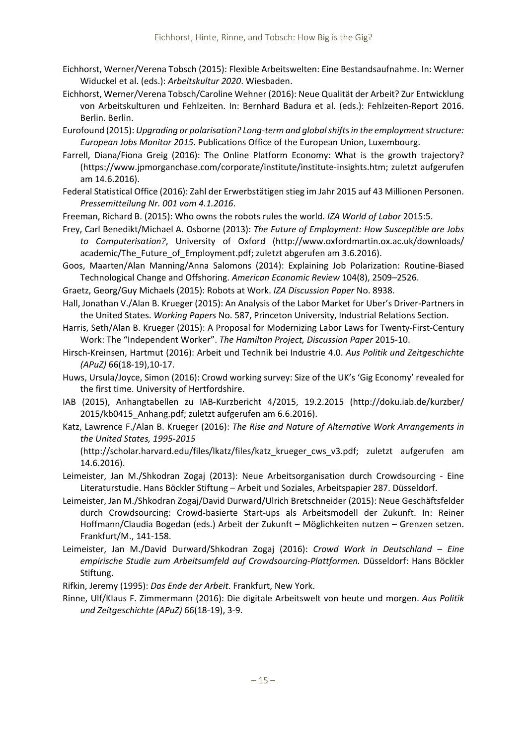Eichhorst, Werner/Verena Tobsch (2015): Flexible Arbeitswelten: Eine Bestandsaufnahme. In: Werner Widuckel et al. (eds.): *Arbeitskultur 2020*. Wiesbaden.

Eichhorst, Werner/Verena Tobsch/Caroline Wehner (2016): Neue Qualität der Arbeit? Zur Entwicklung von Arbeitskulturen und Fehlzeiten. In: Bernhard Badura et al. (eds.): Fehlzeiten-Report 2016. Berlin. Berlin.

Eurofound (2015): *Upgrading or polarisation? Long-term and global shifts in the employment structure: European Jobs Monitor 2015*. Publications Office of the European Union, Luxembourg.

Farrell, Diana/Fiona Greig (2016): The Online Platform Economy: What is the growth trajectory? (https://www.jpmorganchase.com/corporate/institute/institute-insights.htm; zuletzt aufgerufen am 14.6.2016).

Federal Statistical Office (2016): Zahl der Erwerbstätigen stieg im Jahr 2015 auf 43 Millionen Personen. *Pressemitteilung Nr. 001 vom 4.1.2016*.

Freeman, Richard B. (2015): Who owns the robots rules the world. *IZA World of Labor* 2015:5.

Frey, Carl Benedikt/Michael A. Osborne (2013): *The Future of Employment: How Susceptible are Jobs to Computerisation?*, University of Oxford (http://www.oxfordmartin.ox.ac.uk/downloads/academic/The_Future_of_Employment.pdf; zuletzt abgerufen am 3.6.2016).

Goos, Maarten/Alan Manning/Anna Salomons (2014): Explaining Job Polarization: Routine-Biased Technological Change and Offshoring. *American Economic Review* 104(8), 2509–2526.

Graetz, Georg/Guy Michaels (2015): Robots at Work. *IZA Discussion Paper* No. 8938.

Hall, Jonathan V./Alan B. Krueger (2015): An Analysis of the Labor Market for Uber's Driver-Partners in the United States. *Working Papers* No. 587, Princeton University, Industrial Relations Section.

Harris, Seth/Alan B. Krueger (2015): A Proposal for Modernizing Labor Laws for Twenty-First-Century Work: The "Independent Worker". *The Hamilton Project, Discussion Paper* 2015-10.

Hirsch-Kreinsen, Hartmut (2016): Arbeit und Technik bei Industrie 4.0. *Aus Politik und Zeitgeschichte (APuZ)* 66(18-19),10-17.

Huws, Ursula/Joyce, Simon (2016): Crowd working survey: Size of the UK's 'Gig Economy' revealed for the first time. University of Hertfordshire.

IAB (2015), Anhangtabellen zu IAB-Kurzbericht 4/2015, 19.2.2015 (http://doku.iab.de/kurzber/2015/kb0415_Anhang.pdf; zuletzt aufgerufen am 6.6.2016).

Katz, Lawrence F./Alan B. Krueger (2016): *The Rise and Nature of Alternative Work Arrangements in the United States, 1995-2015* (http://scholar.harvard.edu/files/lkatz/files/katz_krueger_cws_v3.pdf; zuletzt aufgerufen am 14.6.2016).

Leimeister, Jan M./Shkodran Zogaj (2013): Neue Arbeitsorganisation durch Crowdsourcing - Eine Literaturstudie. Hans Böckler Stiftung – Arbeit und Soziales, Arbeitspapier 287. Düsseldorf.

Leimeister, Jan M./Shkodran Zogaj/David Durward/Ulrich Bretschneider (2015): Neue Geschäftsfelder durch Crowdsourcing: Crowd-basierte Start-ups als Arbeitsmodell der Zukunft. In: Reiner Hoffmann/Claudia Bogedan (eds.) Arbeit der Zukunft – Möglichkeiten nutzen – Grenzen setzen. Frankfurt/M., 141-158.

Leimeister, Jan M./David Durward/Shkodran Zogaj (2016): *Crowd Work in Deutschland – Eine empirische Studie zum Arbeitsumfeld auf Crowdsourcing-Plattformen.* Düsseldorf: Hans Böckler Stiftung.

Rifkin, Jeremy (1995): *Das Ende der Arbeit*. Frankfurt, New York.

Rinne, Ulf/Klaus F. Zimmermann (2016): Die digitale Arbeitswelt von heute und morgen. *Aus Politik und Zeitgeschichte (APuZ)* 66(18-19), 3-9.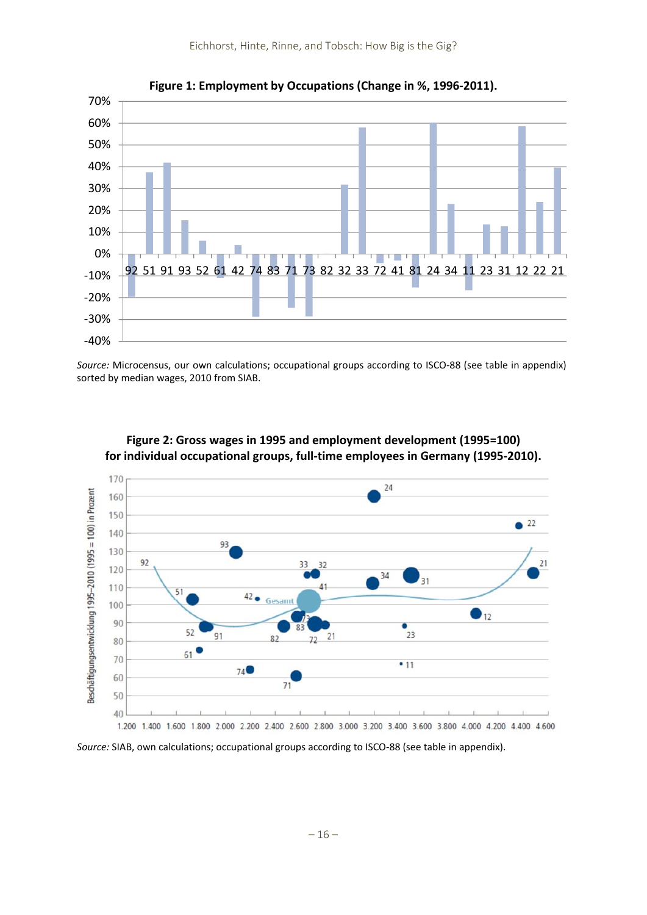**Figure 1: Employment by Occupations (Change in %, 1996-2011).**

*Source:* Microcensus, our own calculations; occupational groups according to ISCO-88 (see table in appendix) sorted by median wages, 2010 from SIAB.

**Figure 2: Gross wages in 1995 and employment development (1995=100) for individual occupational groups, full-time employees in Germany (1995-2010).**

*Source:* SIAB, own calculations; occupational groups according to ISCO-88 (see table in appendix).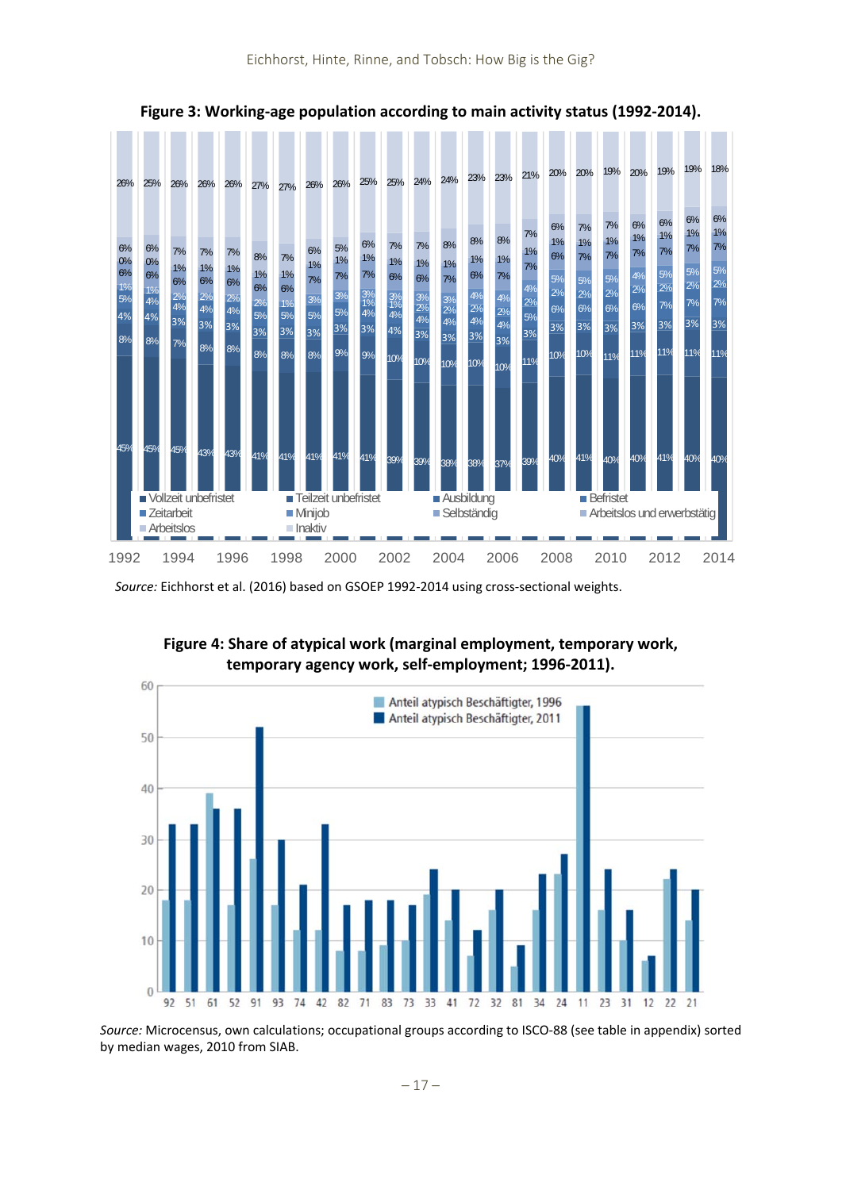**Figure 3: Working-age population according to main activity status (1992-2014).**

*Source:* Eichhorst et al. (2016) based on GSOEP 1992-2014 using cross-sectional weights.

**Figure 4: Share of atypical work (marginal employment, temporary work, temporary agency work, self-employment; 1996-2011).**

*Source:* Microcensus, own calculations; occupational groups according to ISCO-88 (see table in appendix) sorted by median wages, 2010 from SIAB.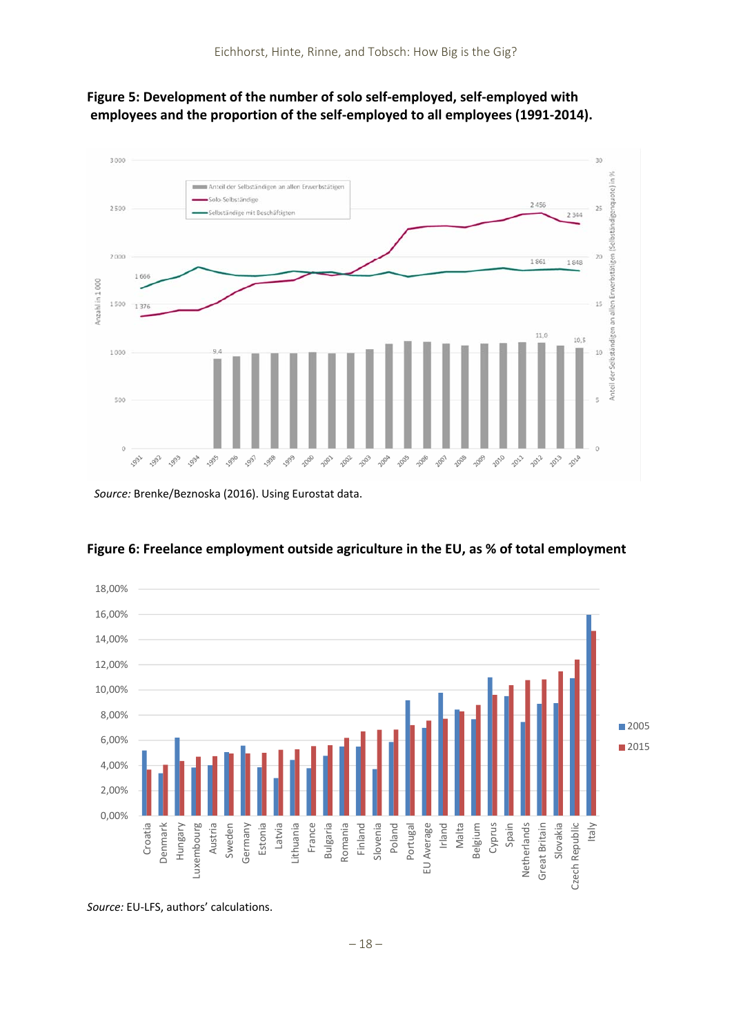**Figure 5: Development of the number of solo self-employed, self-employed with employees and the proportion of the self-employed to all employees (1991-2014).**

*Source:* Brenke/Beznoska (2016). Using Eurostat data.

**Figure 6: Freelance employment outside agriculture in the EU, as % of total employment**

*Source:* EU-LFS, authors' calculations.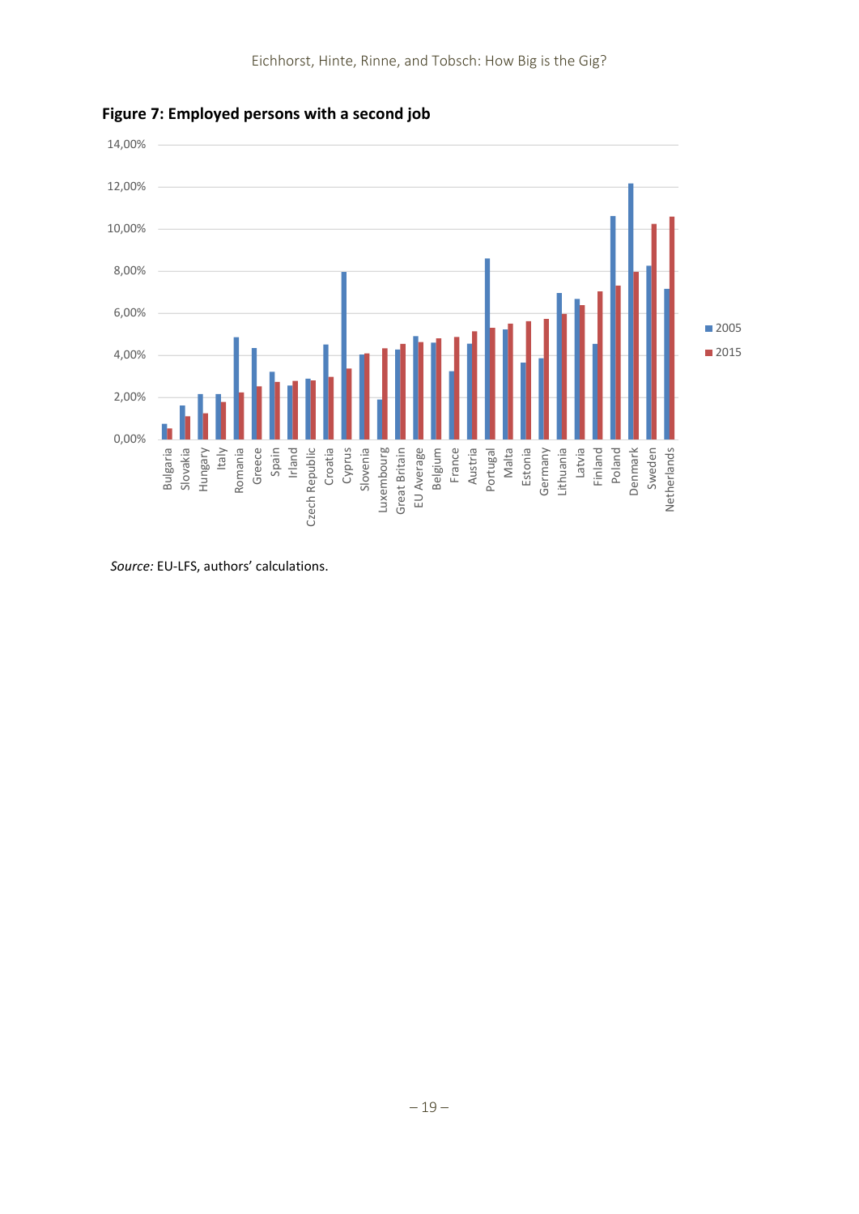**Figure 7: Employed persons with a second job**

*Source:* EU-LFS, authors' calculations.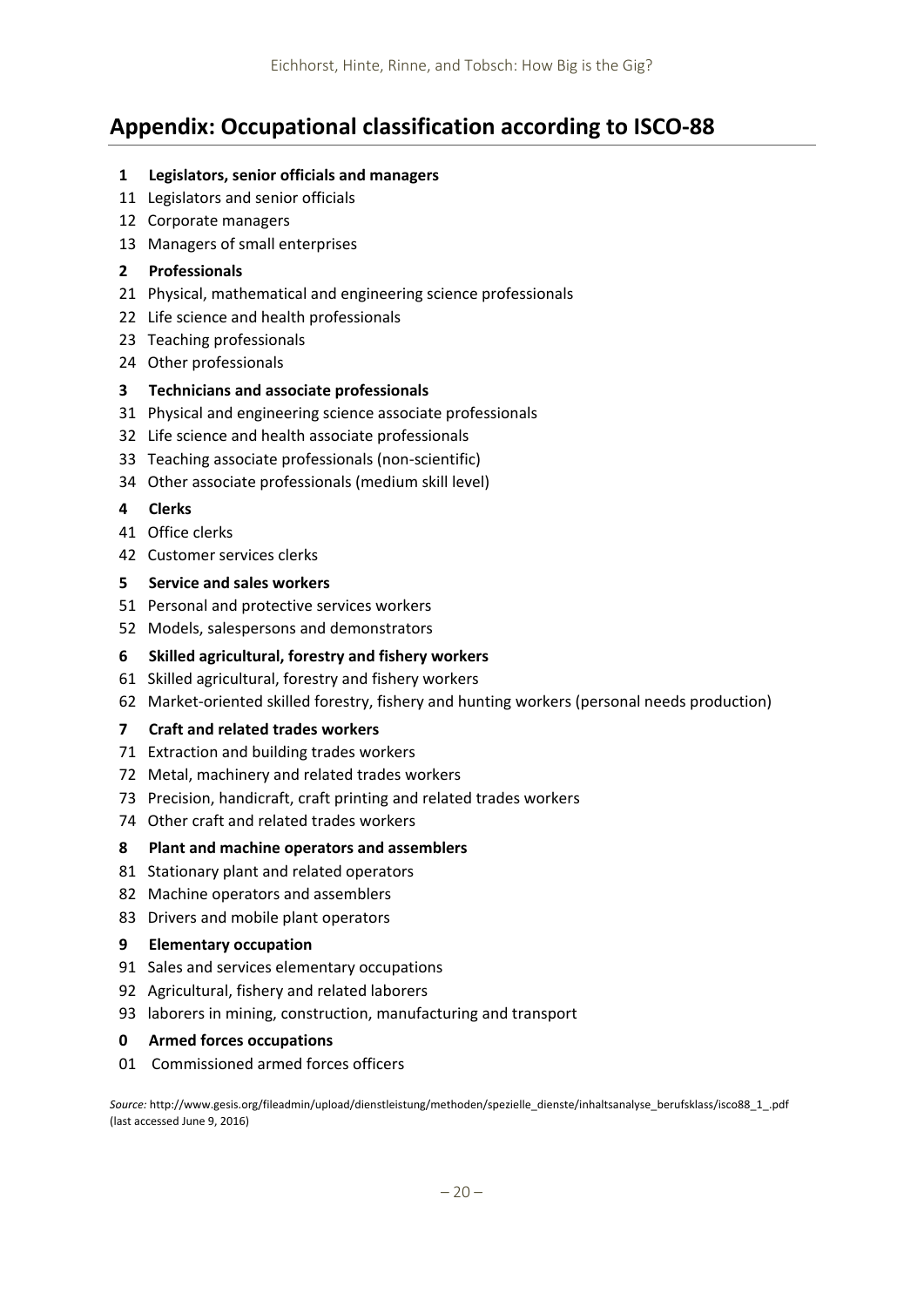## Appendix: Occupational classification according to ISCO-88

**1 Legislators, senior officials and managers**

11 Legislators and senior officials

12 Corporate managers

13 Managers of small enterprises

**2 Professionals**

21 Physical, mathematical and engineering science professionals

22 Life science and health professionals

23 Teaching professionals

24 Other professionals

**3 Technicians and associate professionals**

31 Physical and engineering science associate professionals

32 Life science and health associate professionals

33 Teaching associate professionals (non-scientific)

34 Other associate professionals (medium skill level)

**4 Clerks**

41 Office clerks

42 Customer services clerks

**5 Service and sales workers**

51 Personal and protective services workers

52 Models, salespersons and demonstrators

**6 Skilled agricultural, forestry and fishery workers**

61 Skilled agricultural, forestry and fishery workers

62 Market-oriented skilled forestry, fishery and hunting workers (personal needs production)

**7 Craft and related trades workers**

71 Extraction and building trades workers

72 Metal, machinery and related trades workers

73 Precision, handicraft, craft printing and related trades workers

74 Other craft and related trades workers

**8 Plant and machine operators and assemblers**

81 Stationary plant and related operators

82 Machine operators and assemblers

83 Drivers and mobile plant operators

**9 Elementary occupation**

91 Sales and services elementary occupations

92 Agricultural, fishery and related laborers

93 laborers in mining, construction, manufacturing and transport

**0 Armed forces occupations**

01 Commissioned armed forces officers

*Source:* http://www.gesis.org/fileadmin/upload/dienstleistung/methoden/spezielle_dienste/inhaltsanalyse_berufsklass/isco88_1_.pdf (last accessed June 9, 2016)